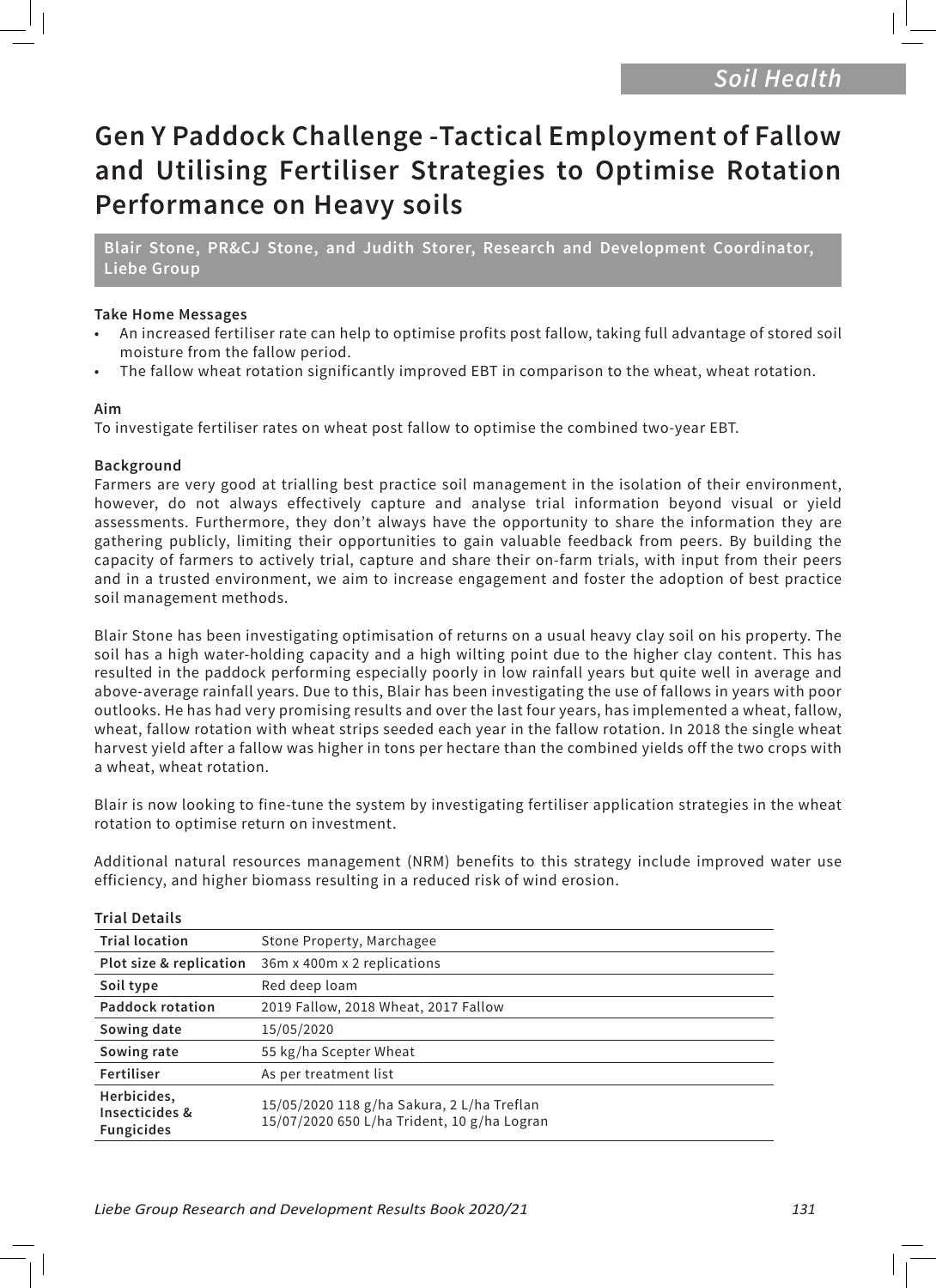Soil Health

# Gen Y Paddock Challenge -Tactical Employment of Fallow and Utilising Fertiliser Strategies to Optimise Rotation Performance on Heavy soils

**Blair Stone, PR&CJ Stone, and Judith Storer, Research and Development Coordinator, Liebe Group**

### Take Home Messages

- An increased fertiliser rate can help to optimise profits post fallow, taking full advantage of stored soil moisture from the fallow period.
- The fallow wheat rotation significantly improved EBT in comparison to the wheat, wheat rotation.

### Aim

To investigate fertiliser rates on wheat post fallow to optimise the combined two-year EBT.

### Background

Farmers are very good at trialling best practice soil management in the isolation of their environment, however, do not always effectively capture and analyse trial information beyond visual or yield assessments. Furthermore, they don't always have the opportunity to share the information they are gathering publicly, limiting their opportunities to gain valuable feedback from peers. By building the capacity of farmers to actively trial, capture and share their on-farm trials, with input from their peers and in a trusted environment, we aim to increase engagement and foster the adoption of best practice soil management methods.

Blair Stone has been investigating optimisation of returns on a usual heavy clay soil on his property. The soil has a high water-holding capacity and a high wilting point due to the higher clay content. This has resulted in the paddock performing especially poorly in low rainfall years but quite well in average and above-average rainfall years. Due to this, Blair has been investigating the use of fallows in years with poor outlooks. He has had very promising results and over the last four years, has implemented a wheat, fallow, wheat, fallow rotation with wheat strips seeded each year in the fallow rotation. In 2018 the single wheat harvest yield after a fallow was higher in tons per hectare than the combined yields off the two crops with a wheat, wheat rotation.

Blair is now looking to fine-tune the system by investigating fertiliser application strategies in the wheat rotation to optimise return on investment.

Additional natural resources management (NRM) benefits to this strategy include improved water use efficiency, and higher biomass resulting in a reduced risk of wind erosion.

### Trial Details

| Trial location | Stone Property, Marchagee |
|---|---|
| Plot size & replication | 36m x 400m x 2 replications |
| Soil type | Red deep loam |
| Paddock rotation | 2019 Fallow, 2018 Wheat, 2017 Fallow |
| Sowing date | 15/05/2020 |
| Sowing rate | 55 kg/ha Scepter Wheat |
| Fertiliser | As per treatment list |
| Herbicides, Insecticides & Fungicides | 15/05/2020 118 g/ha Sakura, 2 L/ha Treflan<br>15/07/2020 650 L/ha Trident, 10 g/ha Logran |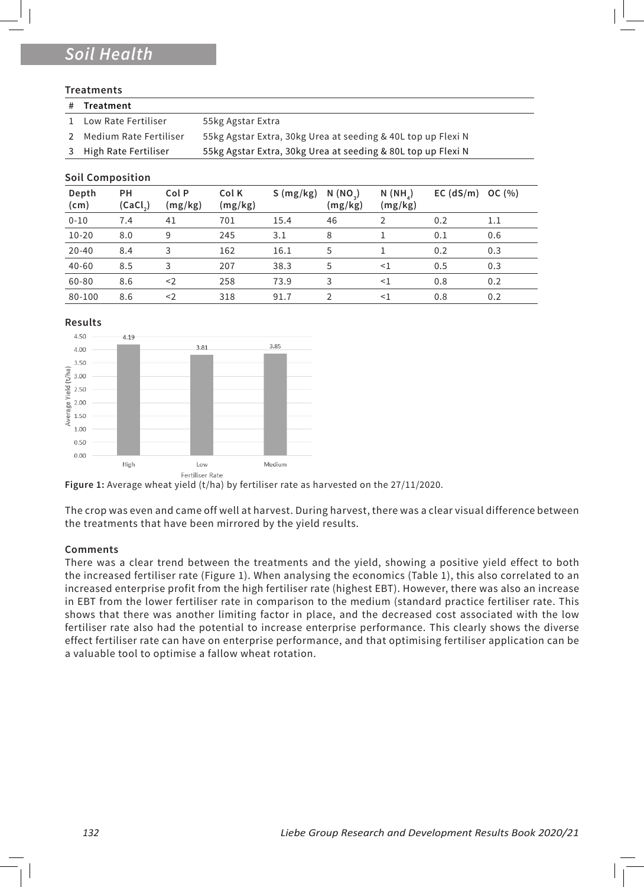## Soil Health

**Treatments**

| # | Treatment | |
|---|---|---|
| 1 | Low Rate Fertiliser | 55kg Agstar Extra |
| 2 | Medium Rate Fertiliser | 55kg Agstar Extra, 30kg Urea at seeding & 40L top up Flexi N |
| 3 | High Rate Fertiliser | 55kg Agstar Extra, 30kg Urea at seeding & 80L top up Flexi N |

**Soil Composition**

| Depth (cm) | PH ($CaCl_2$) | Col P (mg/kg) | Col K (mg/kg) | S (mg/kg) | N ($NO_3$) (mg/kg) | N ($NH_4$) (mg/kg) | EC (dS/m) | OC (%) |
|---|---|---|---|---|---|---|---|---|
| 0-10 | 7.4 | 41 | 701 | 15.4 | 46 | 2 | 0.2 | 1.1 |
| 10-20 | 8.0 | 9 | 245 | 3.1 | 8 | 1 | 0.1 | 0.6 |
| 20-40 | 8.4 | 3 | 162 | 16.1 | 5 | 1 | 0.2 | 0.3 |
| 40-60 | 8.5 | 3 | 207 | 38.3 | 5 | <1 | 0.5 | 0.3 |
| 60-80 | 8.6 | <2 | 258 | 73.9 | 3 | <1 | 0.8 | 0.2 |
| 80-100 | 8.6 | <2 | 318 | 91.7 | 2 | <1 | 0.8 | 0.2 |

**Results**

| Fertiliser Rate | Average Yield (t/ha) |
|---|---|
| High | 4.19 |
| Low | 3.81 |
| Medium | 3.85 |

**Figure 1:** Average wheat yield (t/ha) by fertiliser rate as harvested on the 27/11/2020.

The crop was even and came off well at harvest. During harvest, there was a clear visual difference between the treatments that have been mirrored by the yield results.

**Comments**

There was a clear trend between the treatments and the yield, showing a positive yield effect to both the increased fertiliser rate (Figure 1). When analysing the economics (Table 1), this also correlated to an increased enterprise profit from the high fertiliser rate (highest EBT). However, there was also an increase in EBT from the lower fertiliser rate in comparison to the medium (standard practice fertiliser rate. This shows that there was another limiting factor in place, and the decreased cost associated with the low fertiliser rate also had the potential to increase enterprise performance. This clearly shows the diverse effect fertiliser rate can have on enterprise performance, and that optimising fertiliser application can be a valuable tool to optimise a fallow wheat rotation.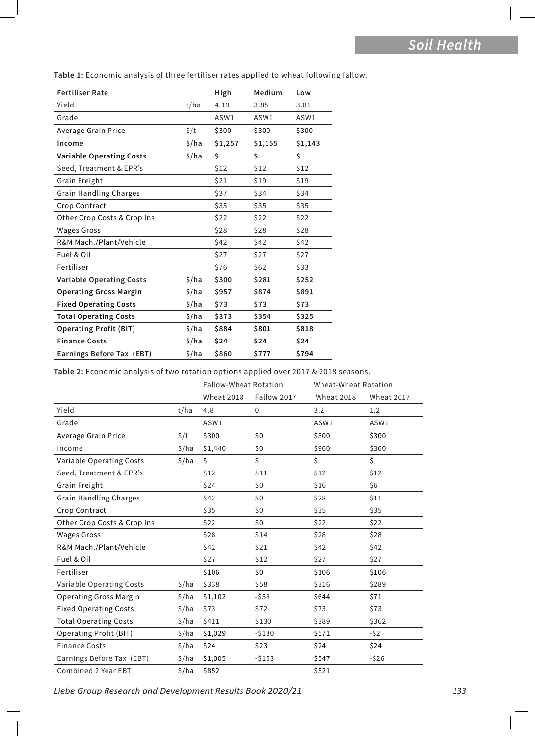**Table 1:** Economic analysis of three fertiliser rates applied to wheat following fallow.

| **Fertiliser Rate** | | **High** | **Medium** | **Low** |
|---|---|---|---|---|
| Yield | t/ha | 4.19 | 3.85 | 3.81 |
| Grade | | ASW1 | ASW1 | ASW1 |
| Average Grain Price | $/t | $300 | $300 | $300 |
| **Income** | **$/ha** | **$1,257** | **$1,155** | **$1,143** |
| **Variable Operating Costs** | **$/ha** | **$** | **$** | **$** |
| Seed, Treatment & EPR's | | $12 | $12 | $12 |
| Grain Freight | | $21 | $19 | $19 |
| Grain Handling Charges | | $37 | $34 | $34 |
| Crop Contract | | $35 | $35 | $35 |
| Other Crop Costs & Crop Ins | | $22 | $22 | $22 |
| Wages Gross | | $28 | $28 | $28 |
| R&M Mach./Plant/Vehicle | | $42 | $42 | $42 |
| Fuel & Oil | | $27 | $27 | $27 |
| Fertiliser | | $76 | $62 | $33 |
| **Variable Operating Costs** | **$/ha** | **$300** | **$281** | **$252** |
| **Operating Gross Margin** | **$/ha** | **$957** | **$874** | **$891** |
| **Fixed Operating Costs** | **$/ha** | **$73** | **$73** | **$73** |
| **Total Operating Costs** | **$/ha** | **$373** | **$354** | **$325** |
| **Operating Profit (BIT)** | **$/ha** | **$884** | **$801** | **$818** |
| **Finance Costs** | **$/ha** | **$24** | **$24** | **$24** |
| **Earnings Before Tax (EBT)** | **$/ha** | **$860** | **$777** | **$794** |

**Table 2:** Economic analysis of two rotation options applied over 2017 & 2018 seasons.

| | | Fallow-Wheat Rotation | | Wheat-Wheat Rotation | |
|---|---|---|---|---|---|
| | | Wheat 2018 | Fallow 2017 | Wheat 2018 | Wheat 2017 |
| Yield | t/ha | 4.8 | 0 | 3.2 | 1.2 |
| Grade | | ASW1 | | ASW1 | ASW1 |
| Average Grain Price | $/t | $300 | $0 | $300 | $300 |
| Income | $/ha | $1,440 | $0 | $960 | $360 |
| Variable Operating Costs | $/ha | $ | $ | $ | $ |
| Seed, Treatment & EPR's | | $12 | $11 | $12 | $12 |
| Grain Freight | | $24 | $0 | $16 | $6 |
| Grain Handling Charges | | $42 | $0 | $28 | $11 |
| Crop Contract | | $35 | $0 | $35 | $35 |
| Other Crop Costs & Crop Ins | | $22 | $0 | $22 | $22 |
| Wages Gross | | $28 | $14 | $28 | $28 |
| R&M Mach./Plant/Vehicle | | $42 | $21 | $42 | $42 |
| Fuel & Oil | | $27 | $12 | $27 | $27 |
| Fertiliser | | $106 | $0 | $106 | $106 |
| Variable Operating Costs | $/ha | $338 | $58 | $316 | $289 |
| Operating Gross Margin | $/ha | $1,102 | -$58 | $644 | $71 |
| Fixed Operating Costs | $/ha | $73 | $72 | $73 | $73 |
| Total Operating Costs | $/ha | $411 | $130 | $389 | $362 |
| Operating Profit (BIT) | $/ha | $1,029 | -$130 | $571 | -$2 |
| Finance Costs | $/ha | $24 | $23 | $24 | $24 |
| Earnings Before Tax (EBT) | $/ha | $1,005 | -$153 | $547 | -$26 |
| Combined 2 Year EBT | $/ha | $852 | | $521 | |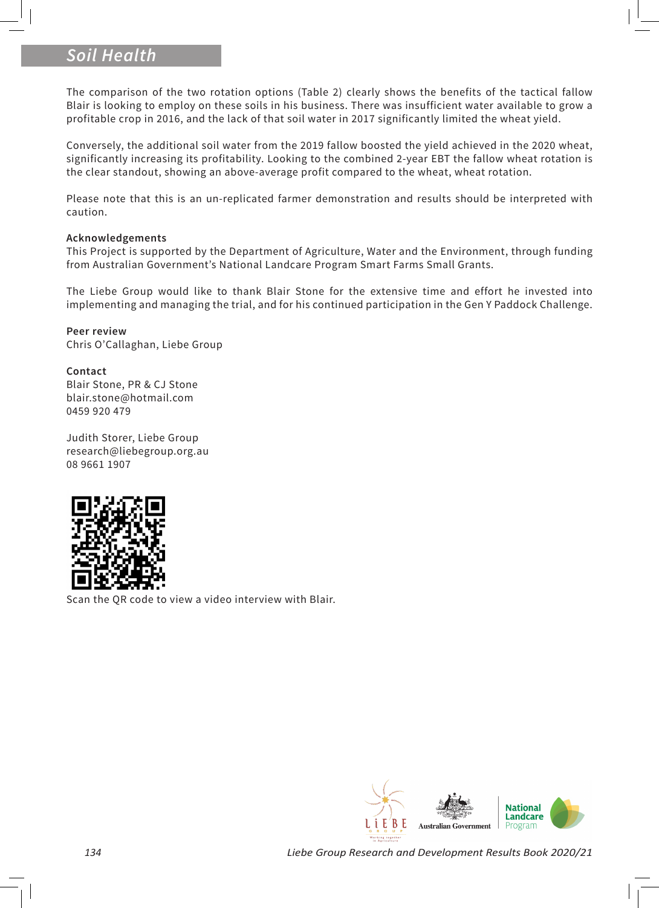The comparison of the two rotation options (Table 2) clearly shows the benefits of the tactical fallow Blair is looking to employ on these soils in his business. There was insufficient water available to grow a profitable crop in 2016, and the lack of that soil water in 2017 significantly limited the wheat yield.

Conversely, the additional soil water from the 2019 fallow boosted the yield achieved in the 2020 wheat, significantly increasing its profitability. Looking to the combined 2-year EBT the fallow wheat rotation is the clear standout, showing an above-average profit compared to the wheat, wheat rotation.

Please note that this is an un-replicated farmer demonstration and results should be interpreted with caution.

**Acknowledgements**

This Project is supported by the Department of Agriculture, Water and the Environment, through funding from Australian Government's National Landcare Program Smart Farms Small Grants.

The Liebe Group would like to thank Blair Stone for the extensive time and effort he invested into implementing and managing the trial, and for his continued participation in the Gen Y Paddock Challenge.

**Peer review**

Chris O'Callaghan, Liebe Group

**Contact**

Blair Stone, PR & CJ Stone
blair.stone@hotmail.com
0459 920 479

Judith Storer, Liebe Group
research@liebegroup.org.au
08 9661 1907

Scan the QR code to view a video interview with Blair.